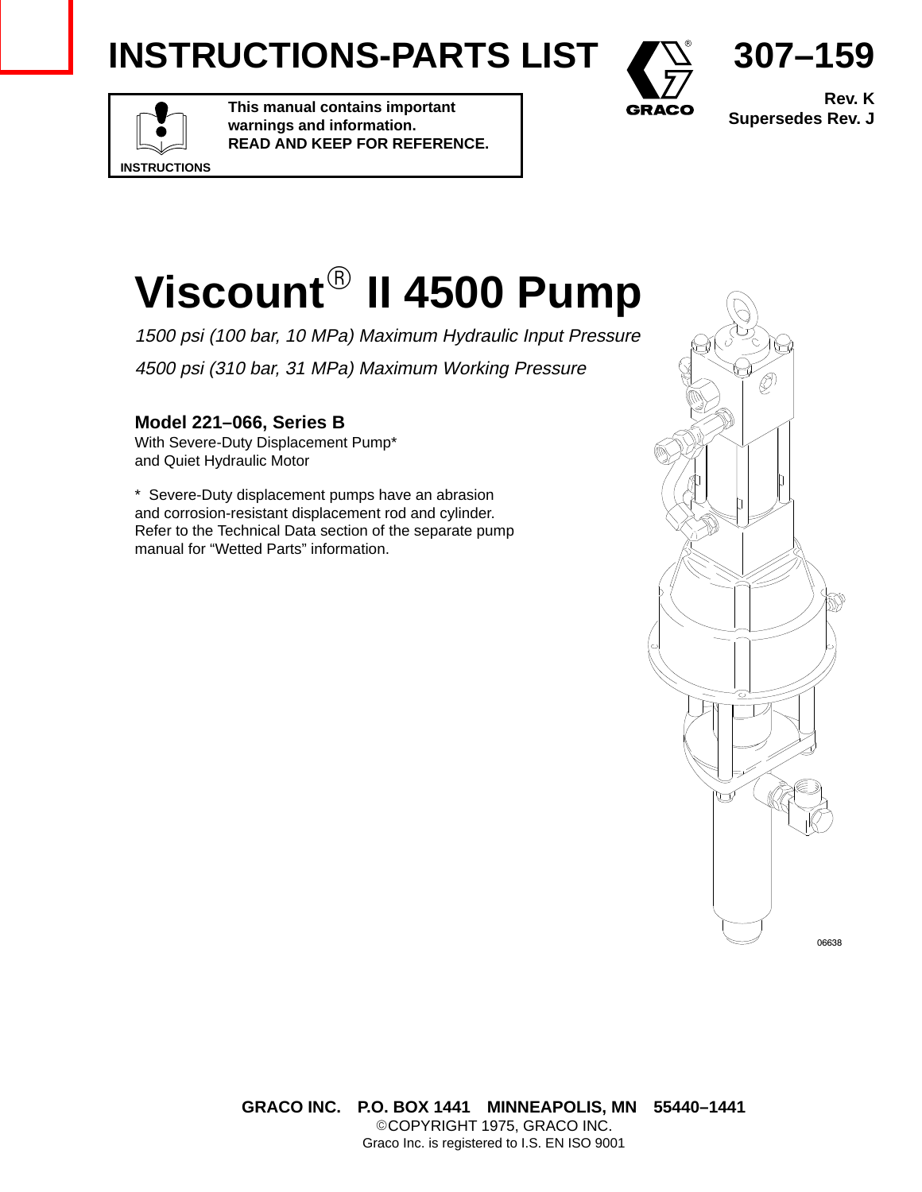# INSTRUCTIONS-PARTS LIST

**307–159**

**Rev. K**
**Supersedes Rev. J**

**This manual contains important warnings and information.**
**READ AND KEEP FOR REFERENCE.**

INSTRUCTIONS

# Viscount® II 4500 Pump

*1500 psi (100 bar, 10 MPa) Maximum Hydraulic Input Pressure*

*4500 psi (310 bar, 31 MPa) Maximum Working Pressure*

### Model 221–066, Series B

With Severe-Duty Displacement Pump*
and Quiet Hydraulic Motor

* Severe-Duty displacement pumps have an abrasion and corrosion-resistant displacement rod and cylinder. Refer to the Technical Data section of the separate pump manual for "Wetted Parts" information.

06638

**GRACO INC. P.O. BOX 1441 MINNEAPOLIS, MN 55440–1441**
©COPYRIGHT 1975, GRACO INC.
Graco Inc. is registered to I.S. EN ISO 9001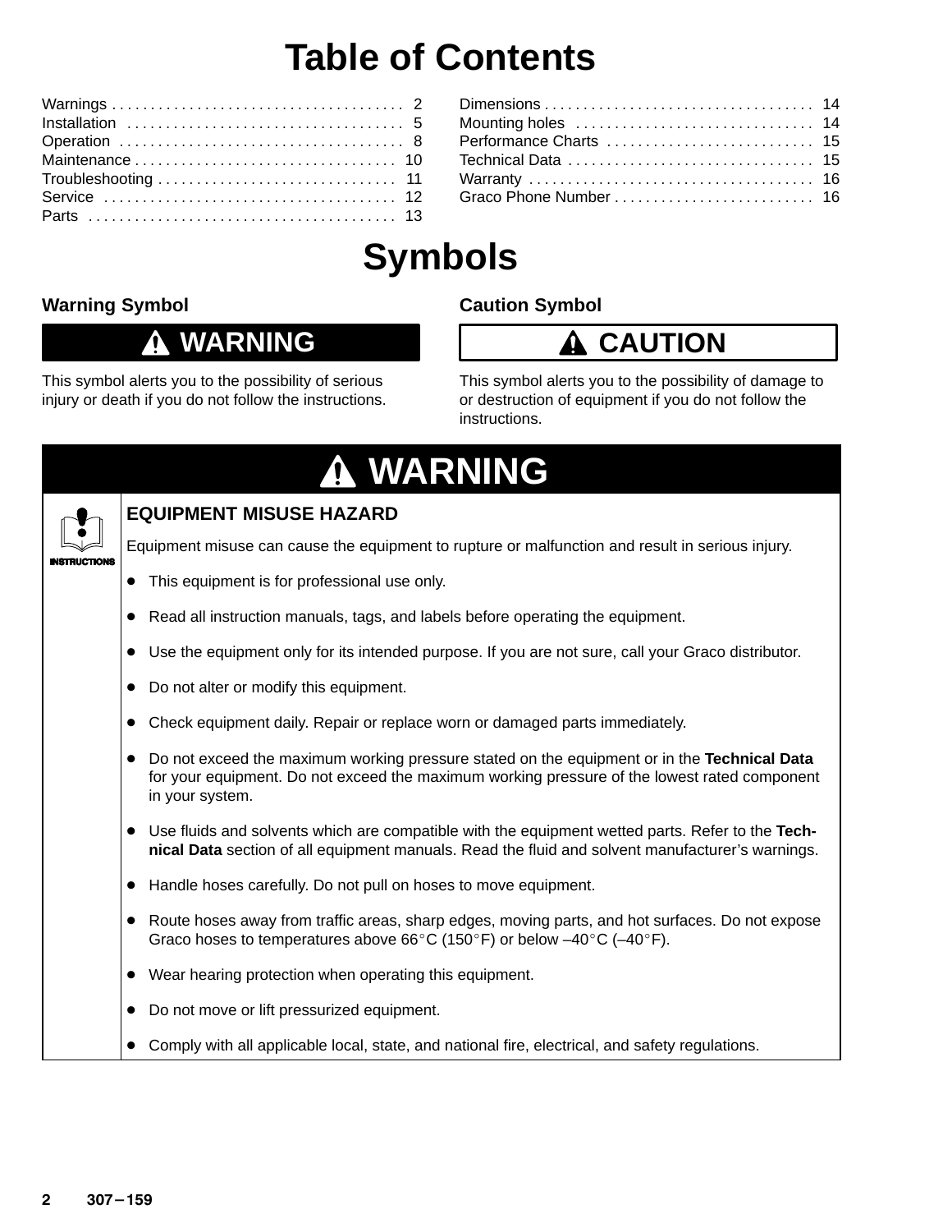# Table of Contents

| | |
|---|---|
| Warnings | 2 |
| Installation | 5 |
| Operation | 8 |
| Maintenance | 10 |
| Troubleshooting | 11 |
| Service | 12 |
| Parts | 13 |
| Dimensions | 14 |
| Mounting holes | 14 |
| Performance Charts | 15 |
| Technical Data | 15 |
| Warranty | 16 |
| Graco Phone Number | 16 |

# Symbols

### Warning Symbol

**WARNING**

This symbol alerts you to the possibility of serious injury or death if you do not follow the instructions.

### Caution Symbol

**CAUTION**

This symbol alerts you to the possibility of damage to or destruction of equipment if you do not follow the instructions.

## WARNING

INSTRUCTIONS

### EQUIPMENT MISUSE HAZARD

Equipment misuse can cause the equipment to rupture or malfunction and result in serious injury.

- This equipment is for professional use only.
- Read all instruction manuals, tags, and labels before operating the equipment.
- Use the equipment only for its intended purpose. If you are not sure, call your Graco distributor.
- Do not alter or modify this equipment.
- Check equipment daily. Repair or replace worn or damaged parts immediately.
- Do not exceed the maximum working pressure stated on the equipment or in the **Technical Data** for your equipment. Do not exceed the maximum working pressure of the lowest rated component in your system.
- Use fluids and solvents which are compatible with the equipment wetted parts. Refer to the **Technical Data** section of all equipment manuals. Read the fluid and solvent manufacturer's warnings.
- Handle hoses carefully. Do not pull on hoses to move equipment.
- Route hoses away from traffic areas, sharp edges, moving parts, and hot surfaces. Do not expose Graco hoses to temperatures above 66°C (150°F) or below –40°C (–40°F).
- Wear hearing protection when operating this equipment.
- Do not move or lift pressurized equipment.
- Comply with all applicable local, state, and national fire, electrical, and safety regulations.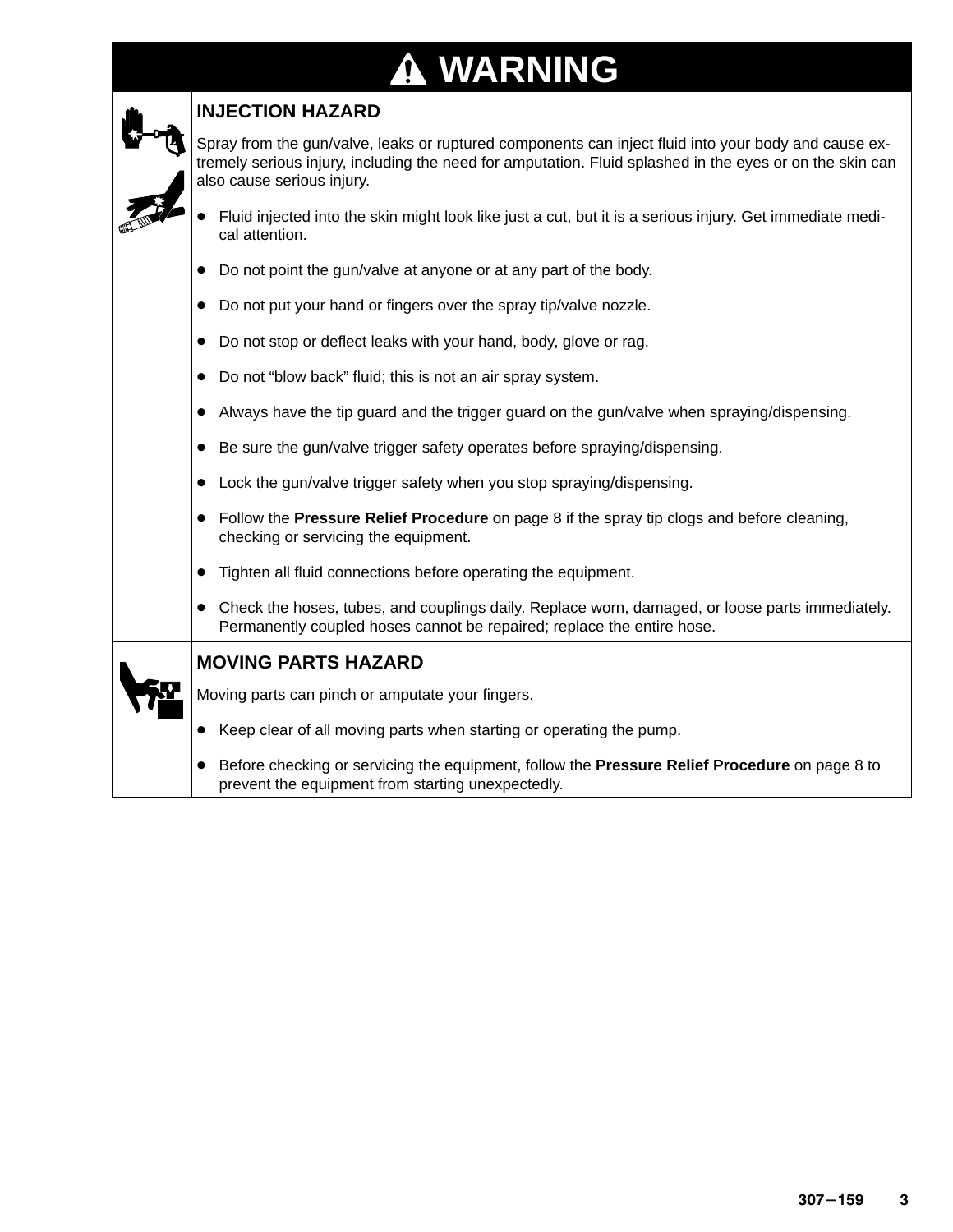# ⚠ WARNING

## INJECTION HAZARD

Spray from the gun/valve, leaks or ruptured components can inject fluid into your body and cause extremely serious injury, including the need for amputation. Fluid splashed in the eyes or on the skin can also cause serious injury.

- Fluid injected into the skin might look like just a cut, but it is a serious injury. Get immediate medical attention.
- Do not point the gun/valve at anyone or at any part of the body.
- Do not put your hand or fingers over the spray tip/valve nozzle.
- Do not stop or deflect leaks with your hand, body, glove or rag.
- Do not "blow back" fluid; this is not an air spray system.
- Always have the tip guard and the trigger guard on the gun/valve when spraying/dispensing.
- Be sure the gun/valve trigger safety operates before spraying/dispensing.
- Lock the gun/valve trigger safety when you stop spraying/dispensing.
- Follow the **Pressure Relief Procedure** on page 8 if the spray tip clogs and before cleaning, checking or servicing the equipment.
- Tighten all fluid connections before operating the equipment.
- Check the hoses, tubes, and couplings daily. Replace worn, damaged, or loose parts immediately. Permanently coupled hoses cannot be repaired; replace the entire hose.

## MOVING PARTS HAZARD

Moving parts can pinch or amputate your fingers.

- Keep clear of all moving parts when starting or operating the pump.
- Before checking or servicing the equipment, follow the **Pressure Relief Procedure** on page 8 to prevent the equipment from starting unexpectedly.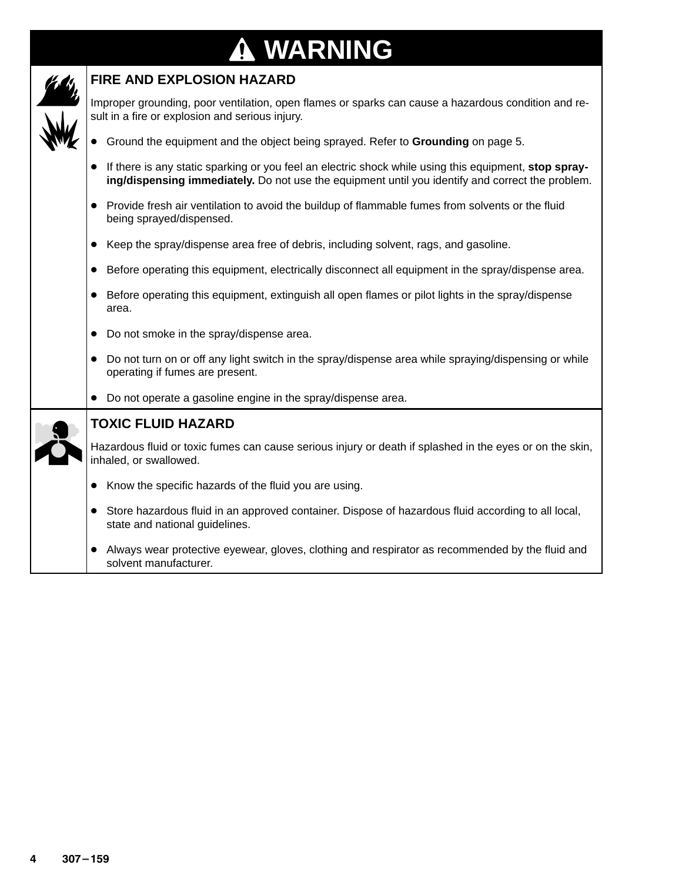# WARNING

## FIRE AND EXPLOSION HAZARD

Improper grounding, poor ventilation, open flames or sparks can cause a hazardous condition and result in a fire or explosion and serious injury.

- Ground the equipment and the object being sprayed. Refer to **Grounding** on page 5.
- If there is any static sparking or you feel an electric shock while using this equipment, **stop spraying/dispensing immediately.** Do not use the equipment until you identify and correct the problem.
- Provide fresh air ventilation to avoid the buildup of flammable fumes from solvents or the fluid being sprayed/dispensed.
- Keep the spray/dispense area free of debris, including solvent, rags, and gasoline.
- Before operating this equipment, electrically disconnect all equipment in the spray/dispense area.
- Before operating this equipment, extinguish all open flames or pilot lights in the spray/dispense area.
- Do not smoke in the spray/dispense area.
- Do not turn on or off any light switch in the spray/dispense area while spraying/dispensing or while operating if fumes are present.
- Do not operate a gasoline engine in the spray/dispense area.

## TOXIC FLUID HAZARD

Hazardous fluid or toxic fumes can cause serious injury or death if splashed in the eyes or on the skin, inhaled, or swallowed.

- Know the specific hazards of the fluid you are using.
- Store hazardous fluid in an approved container. Dispose of hazardous fluid according to all local, state and national guidelines.
- Always wear protective eyewear, gloves, clothing and respirator as recommended by the fluid and solvent manufacturer.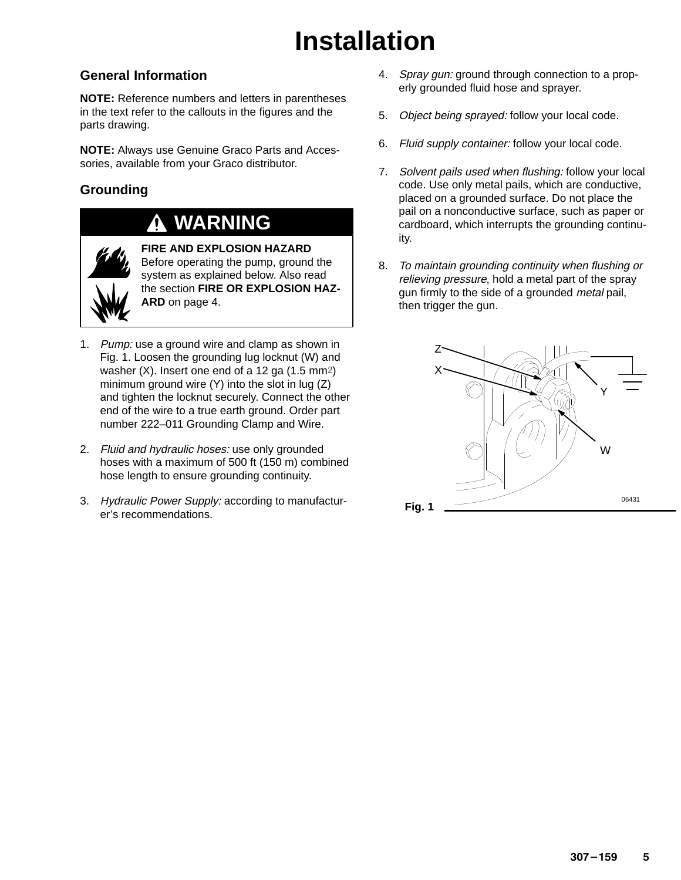# Installation

## General Information

**NOTE:** Reference numbers and letters in parentheses in the text refer to the callouts in the figures and the parts drawing.

**NOTE:** Always use Genuine Graco Parts and Accessories, available from your Graco distributor.

## Grounding

**WARNING**

**FIRE AND EXPLOSION HAZARD**
Before operating the pump, ground the system as explained below. Also read the section **FIRE OR EXPLOSION HAZARD** on page 4.

1. *Pump:* use a ground wire and clamp as shown in Fig. 1. Loosen the grounding lug locknut (W) and washer (X). Insert one end of a 12 ga (1.5 $mm^2$) minimum ground wire (Y) into the slot in lug (Z) and tighten the locknut securely. Connect the other end of the wire to a true earth ground. Order part number 222–011 Grounding Clamp and Wire.
2. *Fluid and hydraulic hoses:* use only grounded hoses with a maximum of 500 ft (150 m) combined hose length to ensure grounding continuity.
3. *Hydraulic Power Supply:* according to manufacturer's recommendations.
4. *Spray gun:* ground through connection to a properly grounded fluid hose and sprayer.
5. *Object being sprayed:* follow your local code.
6. *Fluid supply container:* follow your local code.
7. *Solvent pails used when flushing:* follow your local code. Use only metal pails, which are conductive, placed on a grounded surface. Do not place the pail on a nonconductive surface, such as paper or cardboard, which interrupts the grounding continuity.
8. *To maintain grounding continuity when flushing or relieving pressure*, hold a metal part of the spray gun firmly to the side of a grounded *metal* pail, then trigger the gun.

Z
X
Y
W
06431

Fig. 1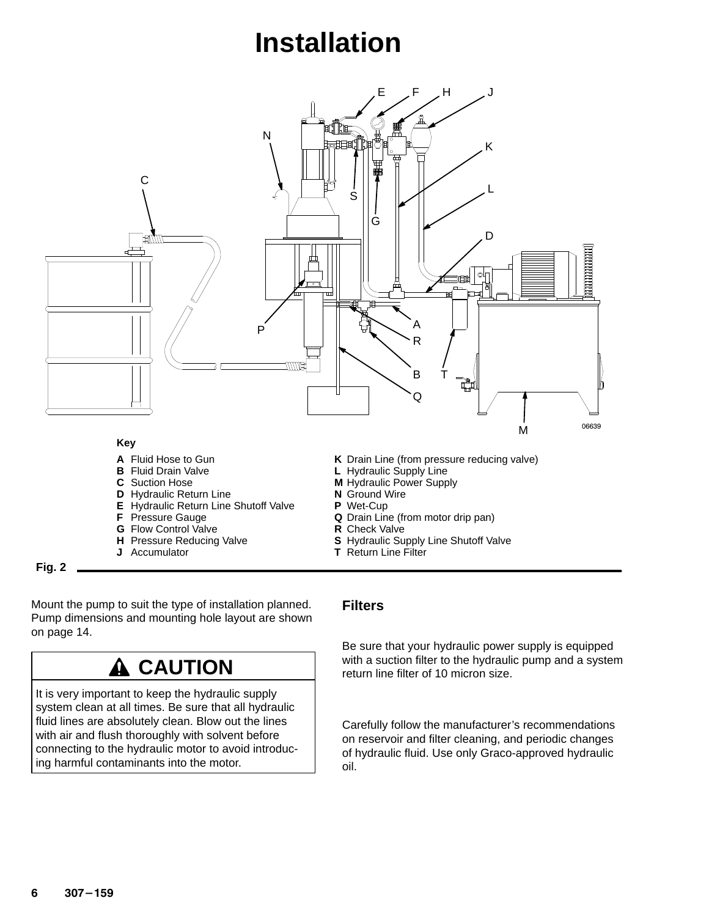# Installation

**Key**

**A** Fluid Hose to Gun
**B** Fluid Drain Valve
**C** Suction Hose
**D** Hydraulic Return Line
**E** Hydraulic Return Line Shutoff Valve
**F** Pressure Gauge
**G** Flow Control Valve
**H** Pressure Reducing Valve
**J** Accumulator
**K** Drain Line (from pressure reducing valve)
**L** Hydraulic Supply Line
**M** Hydraulic Power Supply
**N** Ground Wire
**P** Wet-Cup
**Q** Drain Line (from motor drip pan)
**R** Check Valve
**S** Hydraulic Supply Line Shutoff Valve
**T** Return Line Filter

06639

**Fig. 2**

Mount the pump to suit the type of installation planned. Pump dimensions and mounting hole layout are shown on page 14.

## ⚠ CAUTION

It is very important to keep the hydraulic supply system clean at all times. Be sure that all hydraulic fluid lines are absolutely clean. Blow out the lines with air and flush thoroughly with solvent before connecting to the hydraulic motor to avoid introducing harmful contaminants into the motor.

### Filters

Be sure that your hydraulic power supply is equipped with a suction filter to the hydraulic pump and a system return line filter of 10 micron size.

Carefully follow the manufacturer's recommendations on reservoir and filter cleaning, and periodic changes of hydraulic fluid. Use only Graco-approved hydraulic oil.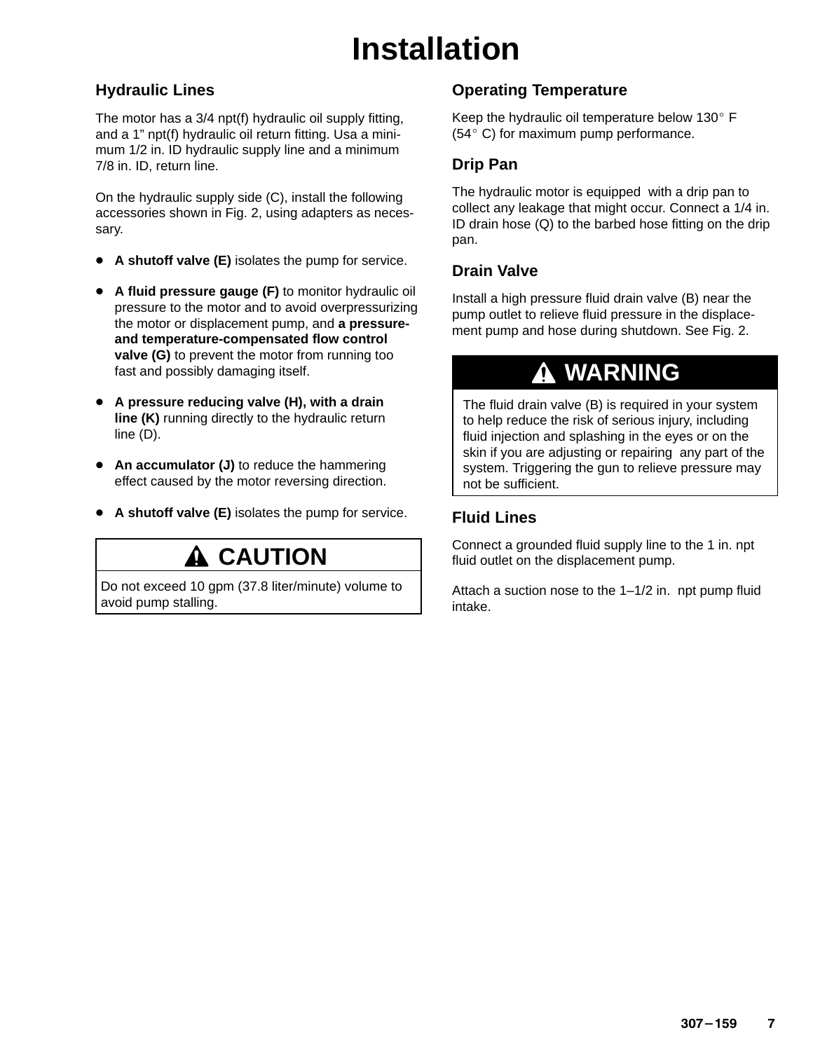# Installation

## Hydraulic Lines

The motor has a 3/4 npt(f) hydraulic oil supply fitting, and a 1" npt(f) hydraulic oil return fitting. Usa a minimum 1/2 in. ID hydraulic supply line and a minimum 7/8 in. ID, return line.

On the hydraulic supply side (C), install the following accessories shown in Fig. 2, using adapters as necessary.

- **A shutoff valve (E)** isolates the pump for service.
- **A fluid pressure gauge (F)** to monitor hydraulic oil pressure to the motor and to avoid overpressurizing the motor or displacement pump, and **a pressure- and temperature-compensated flow control valve (G)** to prevent the motor from running too fast and possibly damaging itself.
- **A pressure reducing valve (H), with a drain line (K)** running directly to the hydraulic return line (D).
- **An accumulator (J)** to reduce the hammering effect caused by the motor reversing direction.
- **A shutoff valve (E)** isolates the pump for service.

> **CAUTION**
>
> Do not exceed 10 gpm (37.8 liter/minute) volume to avoid pump stalling.

## Operating Temperature

Keep the hydraulic oil temperature below 130° F (54° C) for maximum pump performance.

## Drip Pan

The hydraulic motor is equipped with a drip pan to collect any leakage that might occur. Connect a 1/4 in. ID drain hose (Q) to the barbed hose fitting on the drip pan.

## Drain Valve

Install a high pressure fluid drain valve (B) near the pump outlet to relieve fluid pressure in the displacement pump and hose during shutdown. See Fig. 2.

> **WARNING**
>
> The fluid drain valve (B) is required in your system to help reduce the risk of serious injury, including fluid injection and splashing in the eyes or on the skin if you are adjusting or repairing any part of the system. Triggering the gun to relieve pressure may not be sufficient.

## Fluid Lines

Connect a grounded fluid supply line to the 1 in. npt fluid outlet on the displacement pump.

Attach a suction nose to the 1–1/2 in. npt pump fluid intake.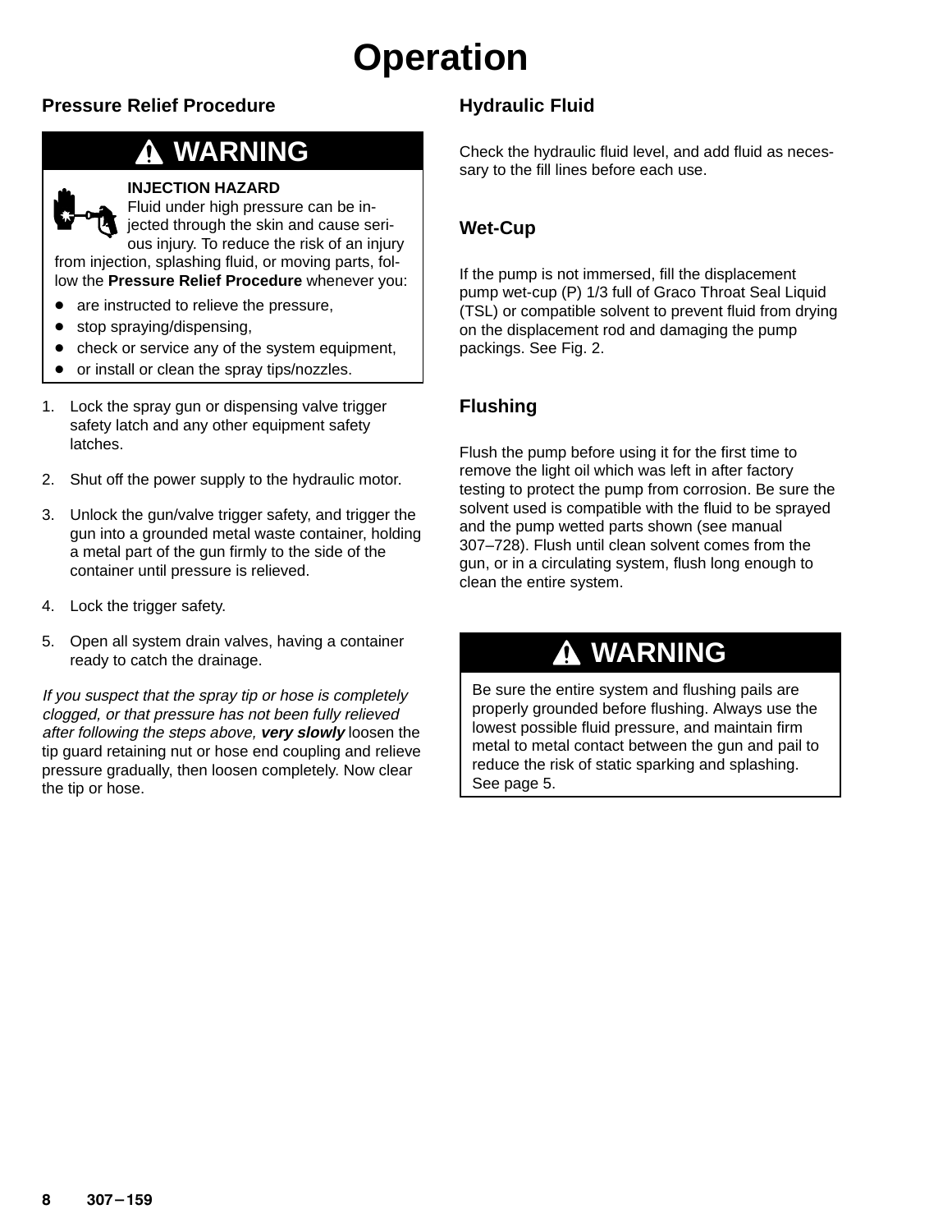# Operation

## Pressure Relief Procedure

> **WARNING**
>
> **INJECTION HAZARD**
> Fluid under high pressure can be injected through the skin and cause serious injury. To reduce the risk of an injury from injection, splashing fluid, or moving parts, follow the **Pressure Relief Procedure** whenever you:
>
> - are instructed to relieve the pressure,
> - stop spraying/dispensing,
> - check or service any of the system equipment,
> - or install or clean the spray tips/nozzles.

1. Lock the spray gun or dispensing valve trigger safety latch and any other equipment safety latches.
2. Shut off the power supply to the hydraulic motor.
3. Unlock the gun/valve trigger safety, and trigger the gun into a grounded metal waste container, holding a metal part of the gun firmly to the side of the container until pressure is relieved.
4. Lock the trigger safety.
5. Open all system drain valves, having a container ready to catch the drainage.

*If you suspect that the spray tip or hose is completely clogged, or that pressure has not been fully relieved after following the steps above,* ***very slowly*** loosen the tip guard retaining nut or hose end coupling and relieve pressure gradually, then loosen completely. Now clear the tip or hose.

## Hydraulic Fluid

Check the hydraulic fluid level, and add fluid as necessary to the fill lines before each use.

## Wet-Cup

If the pump is not immersed, fill the displacement pump wet-cup (P) 1/3 full of Graco Throat Seal Liquid (TSL) or compatible solvent to prevent fluid from drying on the displacement rod and damaging the pump packings. See Fig. 2.

## Flushing

Flush the pump before using it for the first time to remove the light oil which was left in after factory testing to protect the pump from corrosion. Be sure the solvent used is compatible with the fluid to be sprayed and the pump wetted parts shown (see manual 307–728). Flush until clean solvent comes from the gun, or in a circulating system, flush long enough to clean the entire system.

> **WARNING**
>
> Be sure the entire system and flushing pails are properly grounded before flushing. Always use the lowest possible fluid pressure, and maintain firm metal to metal contact between the gun and pail to reduce the risk of static sparking and splashing. See page 5.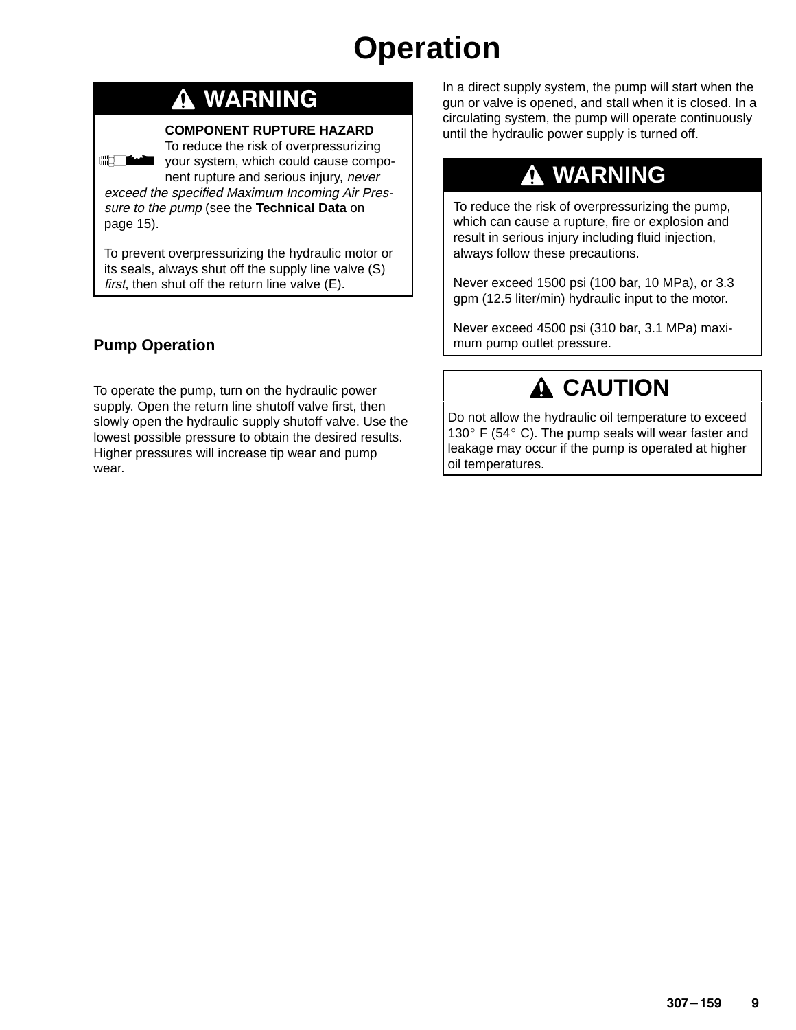# Operation

## ⚠ WARNING

**COMPONENT RUPTURE HAZARD**
To reduce the risk of overpressurizing your system, which could cause component rupture and serious injury, *never exceed the specified Maximum Incoming Air Pressure to the pump* (see the **Technical Data** on page 15).

To prevent overpressurizing the hydraulic motor or its seals, always shut off the supply line valve (S) *first*, then shut off the return line valve (E).

### Pump Operation

To operate the pump, turn on the hydraulic power supply. Open the return line shutoff valve first, then slowly open the hydraulic supply shutoff valve. Use the lowest possible pressure to obtain the desired results. Higher pressures will increase tip wear and pump wear.

In a direct supply system, the pump will start when the gun or valve is opened, and stall when it is closed. In a circulating system, the pump will operate continuously until the hydraulic power supply is turned off.

## ⚠ WARNING

To reduce the risk of overpressurizing the pump, which can cause a rupture, fire or explosion and result in serious injury including fluid injection, always follow these precautions.

Never exceed 1500 psi (100 bar, 10 MPa), or 3.3 gpm (12.5 liter/min) hydraulic input to the motor.

Never exceed 4500 psi (310 bar, 3.1 MPa) maximum pump outlet pressure.

## ⚠ CAUTION

Do not allow the hydraulic oil temperature to exceed 130° F (54° C). The pump seals will wear faster and leakage may occur if the pump is operated at higher oil temperatures.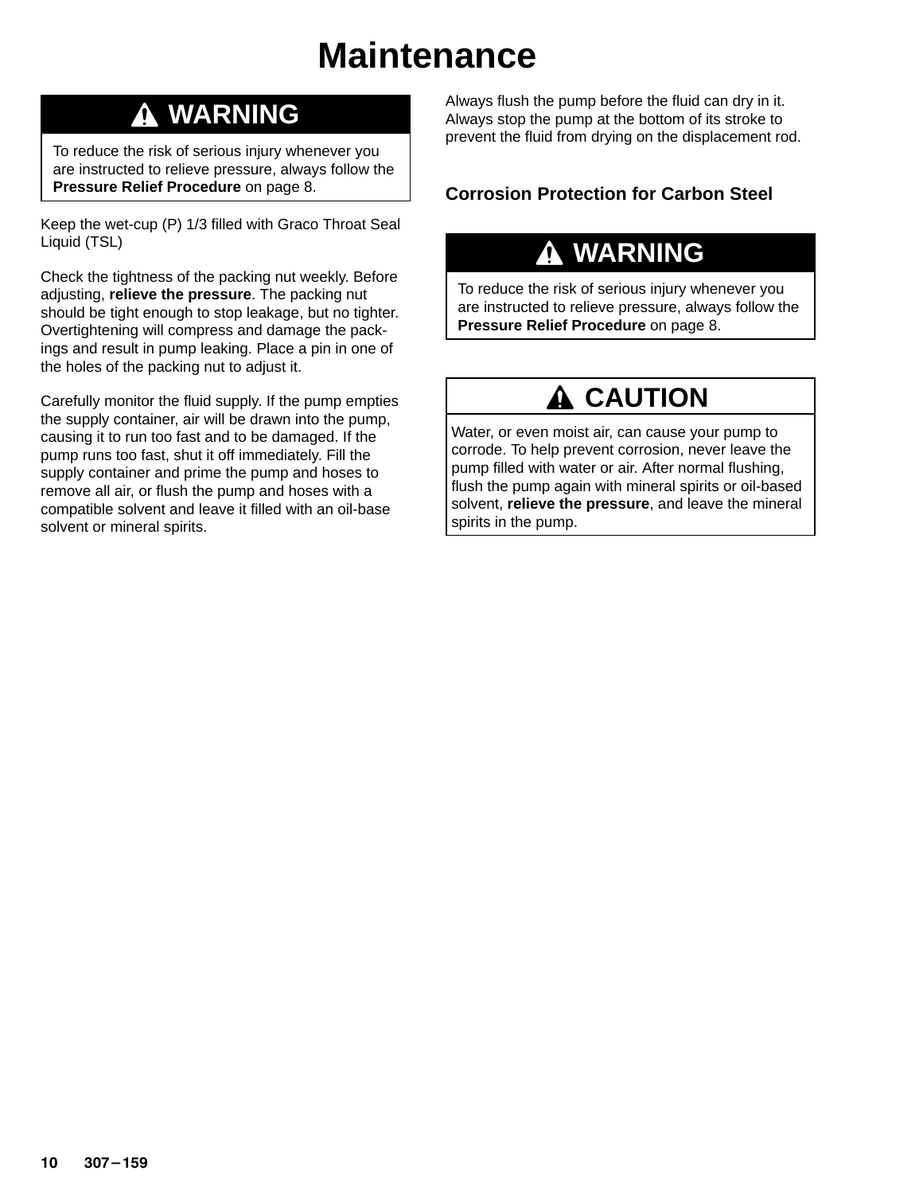# Maintenance

**⚠ WARNING**

To reduce the risk of serious injury whenever you are instructed to relieve pressure, always follow the **Pressure Relief Procedure** on page 8.

Keep the wet-cup (P) 1/3 filled with Graco Throat Seal Liquid (TSL)

Check the tightness of the packing nut weekly. Before adjusting, **relieve the pressure**. The packing nut should be tight enough to stop leakage, but no tighter. Overtightening will compress and damage the packings and result in pump leaking. Place a pin in one of the holes of the packing nut to adjust it.

Carefully monitor the fluid supply. If the pump empties the supply container, air will be drawn into the pump, causing it to run too fast and to be damaged. If the pump runs too fast, shut it off immediately. Fill the supply container and prime the pump and hoses to remove all air, or flush the pump and hoses with a compatible solvent and leave it filled with an oil-base solvent or mineral spirits.

Always flush the pump before the fluid can dry in it. Always stop the pump at the bottom of its stroke to prevent the fluid from drying on the displacement rod.

## Corrosion Protection for Carbon Steel

**⚠ WARNING**

To reduce the risk of serious injury whenever you are instructed to relieve pressure, always follow the **Pressure Relief Procedure** on page 8.

**⚠ CAUTION**

Water, or even moist air, can cause your pump to corrode. To help prevent corrosion, never leave the pump filled with water or air. After normal flushing, flush the pump again with mineral spirits or oil-based solvent, **relieve the pressure**, and leave the mineral spirits in the pump.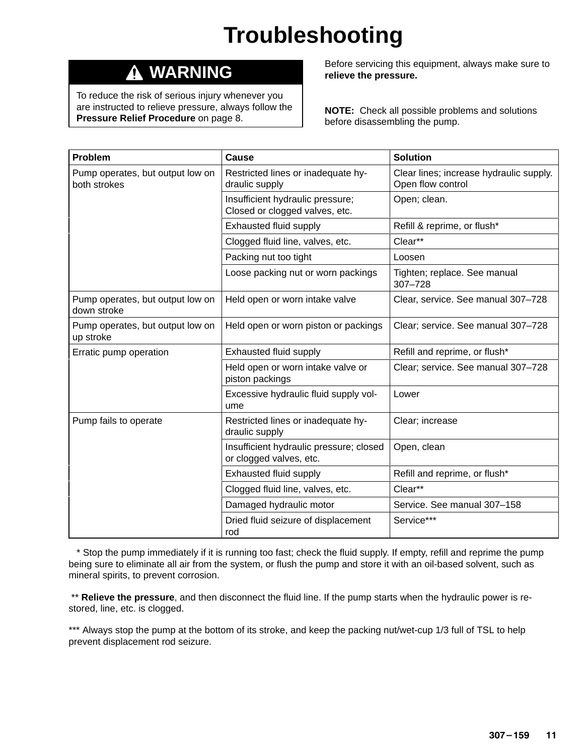# Troubleshooting

> **⚠ WARNING**
>
> To reduce the risk of serious injury whenever you are instructed to relieve pressure, always follow the **Pressure Relief Procedure** on page 8.

Before servicing this equipment, always make sure to **relieve the pressure.**

**NOTE:** Check all possible problems and solutions before disassembling the pump.

| Problem | Cause | Solution |
|---|---|---|
| Pump operates, but output low on both strokes | Restricted lines or inadequate hydraulic supply | Clear lines; increase hydraulic supply. Open flow control |
| | Insufficient hydraulic pressure; Closed or clogged valves, etc. | Open; clean. |
| | Exhausted fluid supply | Refill & reprime, or flush* |
| | Clogged fluid line, valves, etc. | Clear** |
| | Packing nut too tight | Loosen |
| | Loose packing nut or worn packings | Tighten; replace. See manual 307–728 |
| Pump operates, but output low on down stroke | Held open or worn intake valve | Clear, service. See manual 307–728 |
| Pump operates, but output low on up stroke | Held open or worn piston or packings | Clear; service. See manual 307–728 |
| Erratic pump operation | Exhausted fluid supply | Refill and reprime, or flush* |
| | Held open or worn intake valve or piston packings | Clear; service. See manual 307–728 |
| | Excessive hydraulic fluid supply volume | Lower |
| Pump fails to operate | Restricted lines or inadequate hydraulic supply | Clear; increase |
| | Insufficient hydraulic pressure; closed or clogged valves, etc. | Open, clean |
| | Exhausted fluid supply | Refill and reprime, or flush* |
| | Clogged fluid line, valves, etc. | Clear** |
| | Damaged hydraulic motor | Service. See manual 307–158 |
| | Dried fluid seizure of displacement rod | Service*** |

\* Stop the pump immediately if it is running too fast; check the fluid supply. If empty, refill and reprime the pump being sure to eliminate all air from the system, or flush the pump and store it with an oil-based solvent, such as mineral spirits, to prevent corrosion.

** **Relieve the pressure**, and then disconnect the fluid line. If the pump starts when the hydraulic power is restored, line, etc. is clogged.

*** Always stop the pump at the bottom of its stroke, and keep the packing nut/wet-cup 1/3 full of TSL to help prevent displacement rod seizure.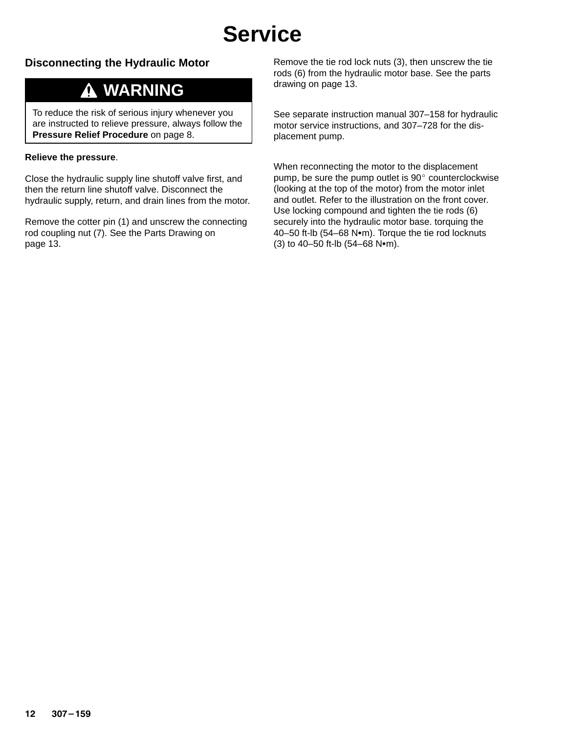# Service

## Disconnecting the Hydraulic Motor

> **⚠ WARNING**
>
> To reduce the risk of serious injury whenever you are instructed to relieve pressure, always follow the **Pressure Relief Procedure** on page 8.

**Relieve the pressure**.

Close the hydraulic supply line shutoff valve first, and then the return line shutoff valve. Disconnect the hydraulic supply, return, and drain lines from the motor.

Remove the cotter pin (1) and unscrew the connecting rod coupling nut (7). See the Parts Drawing on page 13.

Remove the tie rod lock nuts (3), then unscrew the tie rods (6) from the hydraulic motor base. See the parts drawing on page 13.

See separate instruction manual 307–158 for hydraulic motor service instructions, and 307–728 for the displacement pump.

When reconnecting the motor to the displacement pump, be sure the pump outlet is 90° counterclockwise (looking at the top of the motor) from the motor inlet and outlet. Refer to the illustration on the front cover. Use locking compound and tighten the tie rods (6) securely into the hydraulic motor base. torquing the 40–50 ft-lb (54–68 N•m). Torque the tie rod locknuts (3) to 40–50 ft-lb (54–68 N•m).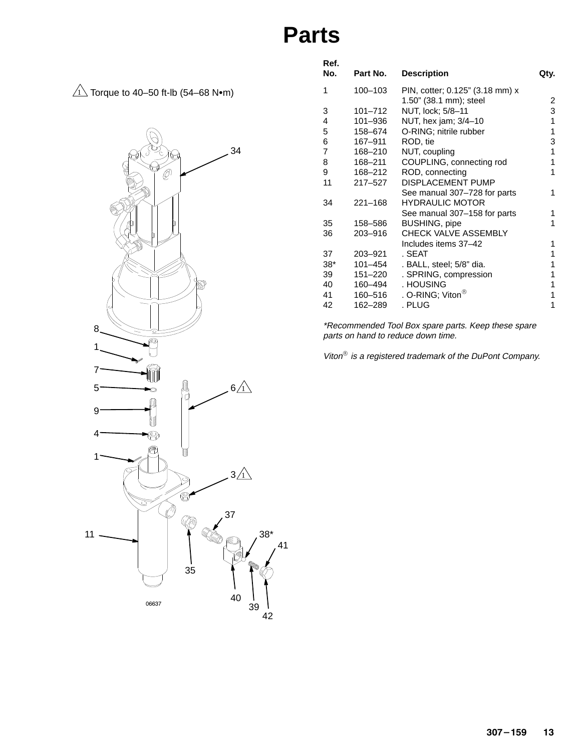# Parts

⚠1 Torque to 40–50 ft-lb (54–68 N•m)

| Ref. No. | Part No. | Description | Qty. |
|---|---|---|---|
| 1 | 100–103 | PIN, cotter; 0.125” (3.18 mm) x 1.50” (38.1 mm); steel | 2 |
| 3 | 101–712 | NUT, lock; 5/8–11 | 3 |
| 4 | 101–936 | NUT, hex jam; 3/4–10 | 1 |
| 5 | 158–674 | O-RING; nitrile rubber | 1 |
| 6 | 167–911 | ROD, tie | 3 |
| 7 | 168–210 | NUT, coupling | 1 |
| 8 | 168–211 | COUPLING, connecting rod | 1 |
| 9 | 168–212 | ROD, connecting | 1 |
| 11 | 217–527 | DISPLACEMENT PUMP See manual 307–728 for parts | 1 |
| 34 | 221–168 | HYDRAULIC MOTOR See manual 307–158 for parts | 1 |
| 35 | 158–586 | BUSHING, pipe | 1 |
| 36 | 203–916 | CHECK VALVE ASSEMBLY Includes items 37–42 | 1 |
| 37 | 203–921 | . SEAT | 1 |
| 38* | 101–454 | . BALL, steel; 5/8” dia. | 1 |
| 39 | 151–220 | . SPRING, compression | 1 |
| 40 | 160–494 | . HOUSING | 1 |
| 41 | 160–516 | . O-RING; Viton® | 1 |
| 42 | 162–289 | . PLUG | 1 |

*\*Recommended Tool Box spare parts. Keep these spare parts on hand to reduce down time.*

*Viton® is a registered trademark of the DuPont Company.*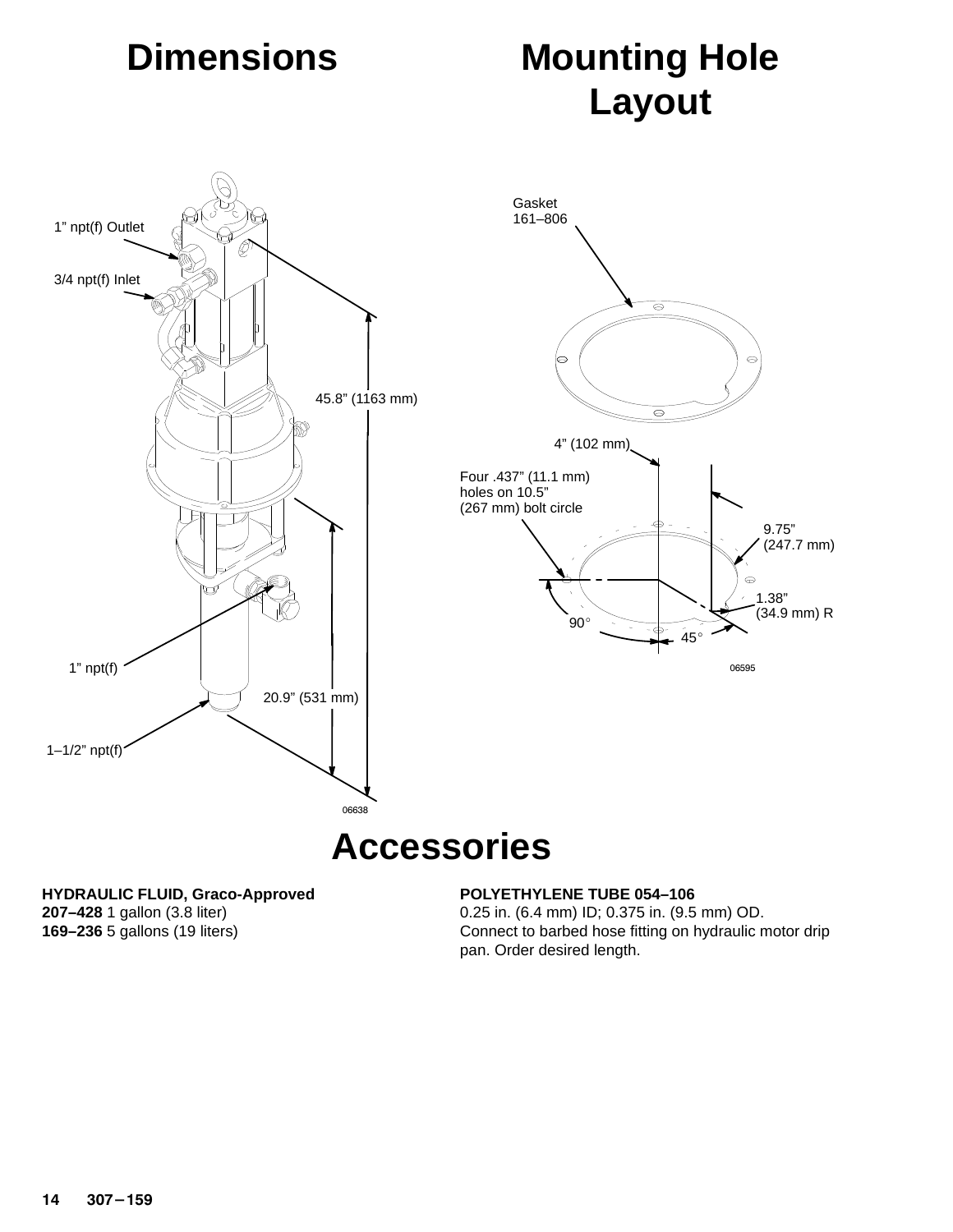# Dimensions

1" npt(f) Outlet

3/4 npt(f) Inlet

45.8" (1163 mm)

20.9" (531 mm)

1" npt(f)

1–1/2" npt(f)

06638

# Mounting Hole Layout

Gasket 161–806

4" (102 mm)

Four .437" (11.1 mm) holes on 10.5" (267 mm) bolt circle

9.75" (247.7 mm)

1.38" (34.9 mm) R

90°

45°

06595

# Accessories

**HYDRAULIC FLUID, Graco-Approved**
**207–428** 1 gallon (3.8 liter)
**169–236** 5 gallons (19 liters)

**POLYETHYLENE TUBE 054–106**
0.25 in. (6.4 mm) ID; 0.375 in. (9.5 mm) OD.
Connect to barbed hose fitting on hydraulic motor drip pan. Order desired length.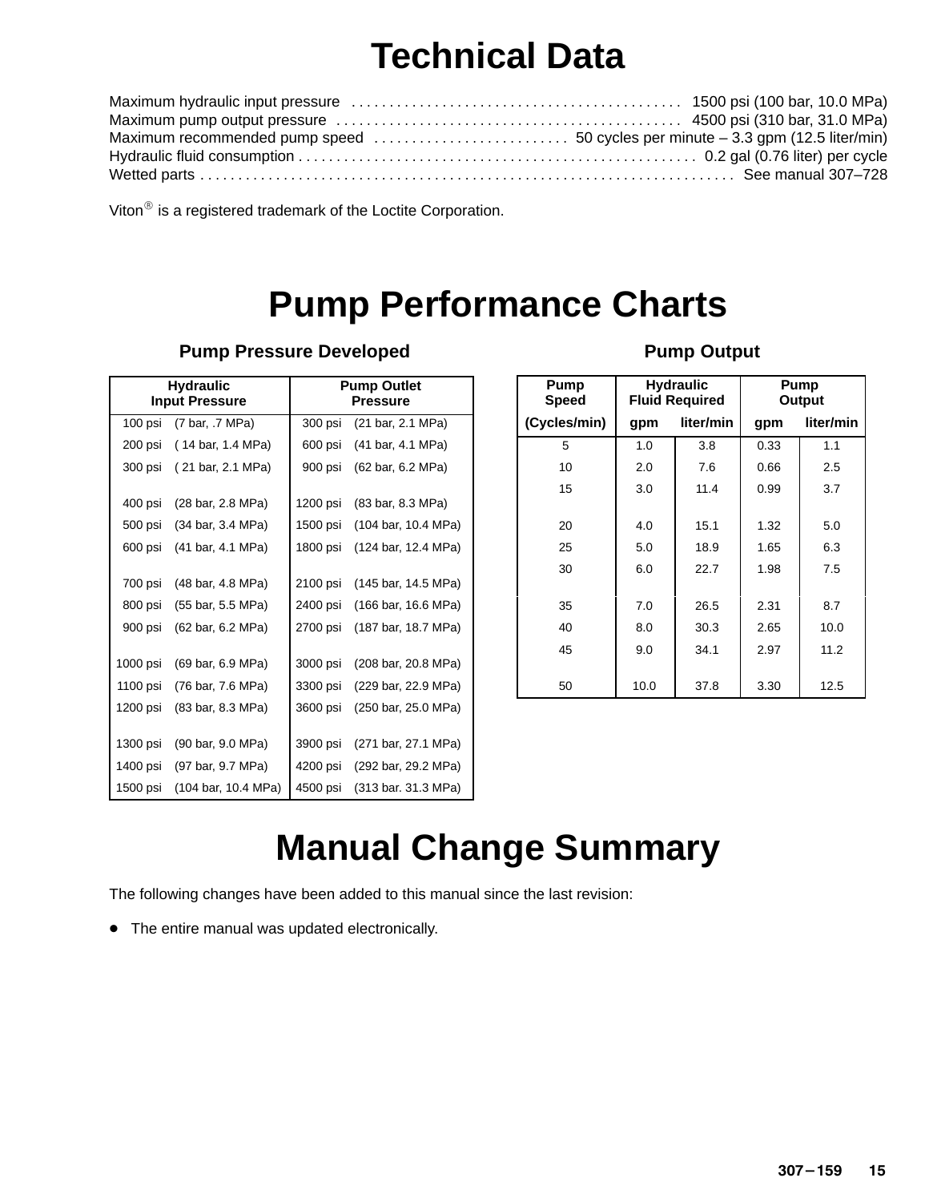# Technical Data

Maximum hydraulic input pressure . . . . . . . . . . . . . . . . . . . . . . . . . . . . . . . . . . . . . . . . . . 1500 psi (100 bar, 10.0 MPa)
Maximum pump output pressure . . . . . . . . . . . . . . . . . . . . . . . . . . . . . . . . . . . . . . . . . . . . 4500 psi (310 bar, 31.0 MPa)
Maximum recommended pump speed . . . . . . . . . . . . . . . . . . . . . . . . . 50 cycles per minute – 3.3 gpm (12.5 liter/min)
Hydraulic fluid consumption . . . . . . . . . . . . . . . . . . . . . . . . . . . . . . . . . . . . . . . . . . . . . . . . . . . . 0.2 gal (0.76 liter) per cycle
Wetted parts . . . . . . . . . . . . . . . . . . . . . . . . . . . . . . . . . . . . . . . . . . . . . . . . . . . . . . . . . . . . . . . . . . . . . See manual 307–728

Viton® is a registered trademark of the Loctite Corporation.

# Pump Performance Charts

## Pump Pressure Developed

| Hydraulic Input Pressure | | Pump Outlet Pressure | |
|---|---|---|---|
| 100 psi | (7 bar, .7 MPa) | 300 psi | (21 bar, 2.1 MPa) |
| 200 psi | ( 14 bar, 1.4 MPa) | 600 psi | (41 bar, 4.1 MPa) |
| 300 psi | ( 21 bar, 2.1 MPa) | 900 psi | (62 bar, 6.2 MPa) |
| 400 psi | (28 bar, 2.8 MPa) | 1200 psi | (83 bar, 8.3 MPa) |
| 500 psi | (34 bar, 3.4 MPa) | 1500 psi | (104 bar, 10.4 MPa) |
| 600 psi | (41 bar, 4.1 MPa) | 1800 psi | (124 bar, 12.4 MPa) |
| 700 psi | (48 bar, 4.8 MPa) | 2100 psi | (145 bar, 14.5 MPa) |
| 800 psi | (55 bar, 5.5 MPa) | 2400 psi | (166 bar, 16.6 MPa) |
| 900 psi | (62 bar, 6.2 MPa) | 2700 psi | (187 bar, 18.7 MPa) |
| 1000 psi | (69 bar, 6.9 MPa) | 3000 psi | (208 bar, 20.8 MPa) |
| 1100 psi | (76 bar, 7.6 MPa) | 3300 psi | (229 bar, 22.9 MPa) |
| 1200 psi | (83 bar, 8.3 MPa) | 3600 psi | (250 bar, 25.0 MPa) |
| 1300 psi | (90 bar, 9.0 MPa) | 3900 psi | (271 bar, 27.1 MPa) |
| 1400 psi | (97 bar, 9.7 MPa) | 4200 psi | (292 bar, 29.2 MPa) |
| 1500 psi | (104 bar, 10.4 MPa) | 4500 psi | (313 bar. 31.3 MPa) |

## Pump Output

| Pump Speed | Hydraulic Fluid Required | | Pump Output | |
|---|---|---|---|---|
| (Cycles/min) | gpm | liter/min | gpm | liter/min |
| 5 | 1.0 | 3.8 | 0.33 | 1.1 |
| 10 | 2.0 | 7.6 | 0.66 | 2.5 |
| 15 | 3.0 | 11.4 | 0.99 | 3.7 |
| 20 | 4.0 | 15.1 | 1.32 | 5.0 |
| 25 | 5.0 | 18.9 | 1.65 | 6.3 |
| 30 | 6.0 | 22.7 | 1.98 | 7.5 |
| 35 | 7.0 | 26.5 | 2.31 | 8.7 |
| 40 | 8.0 | 30.3 | 2.65 | 10.0 |
| 45 | 9.0 | 34.1 | 2.97 | 11.2 |
| 50 | 10.0 | 37.8 | 3.30 | 12.5 |

# Manual Change Summary

The following changes have been added to this manual since the last revision:

- The entire manual was updated electronically.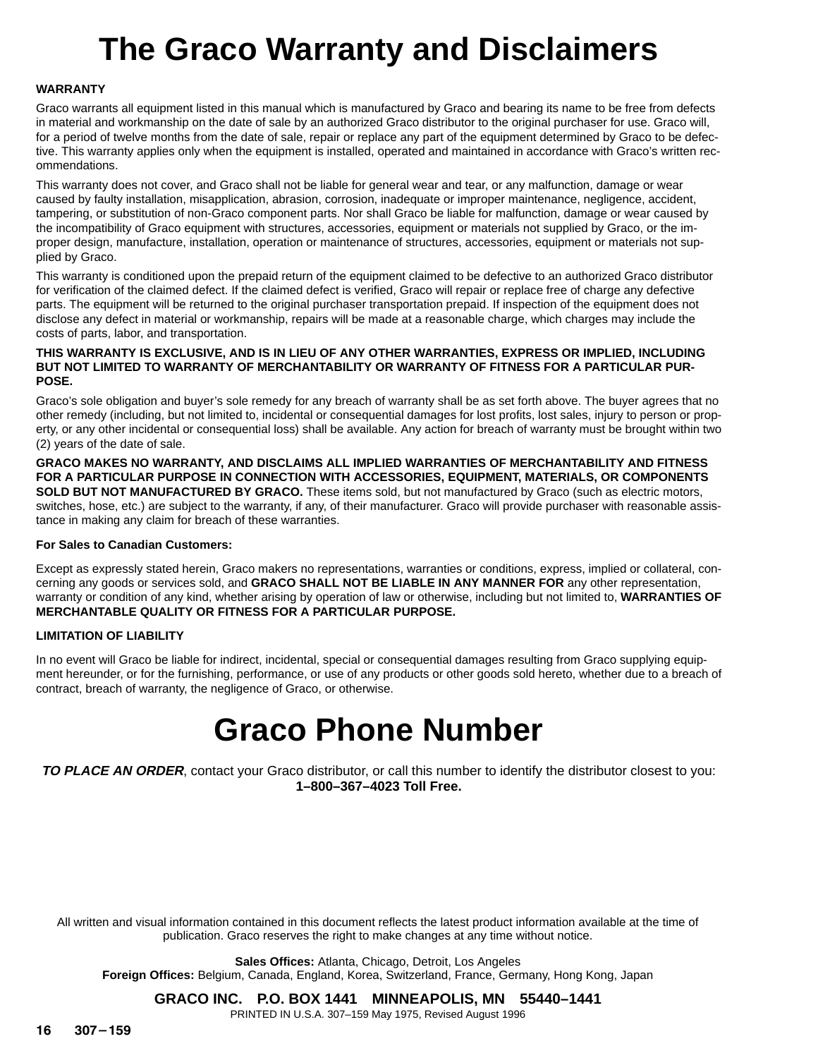# The Graco Warranty and Disclaimers

**WARRANTY**

Graco warrants all equipment listed in this manual which is manufactured by Graco and bearing its name to be free from defects in material and workmanship on the date of sale by an authorized Graco distributor to the original purchaser for use. Graco will, for a period of twelve months from the date of sale, repair or replace any part of the equipment determined by Graco to be defective. This warranty applies only when the equipment is installed, operated and maintained in accordance with Graco's written recommendations.

This warranty does not cover, and Graco shall not be liable for general wear and tear, or any malfunction, damage or wear caused by faulty installation, misapplication, abrasion, corrosion, inadequate or improper maintenance, negligence, accident, tampering, or substitution of non-Graco component parts. Nor shall Graco be liable for malfunction, damage or wear caused by the incompatibility of Graco equipment with structures, accessories, equipment or materials not supplied by Graco, or the improper design, manufacture, installation, operation or maintenance of structures, accessories, equipment or materials not supplied by Graco.

This warranty is conditioned upon the prepaid return of the equipment claimed to be defective to an authorized Graco distributor for verification of the claimed defect. If the claimed defect is verified, Graco will repair or replace free of charge any defective parts. The equipment will be returned to the original purchaser transportation prepaid. If inspection of the equipment does not disclose any defect in material or workmanship, repairs will be made at a reasonable charge, which charges may include the costs of parts, labor, and transportation.

**THIS WARRANTY IS EXCLUSIVE, AND IS IN LIEU OF ANY OTHER WARRANTIES, EXPRESS OR IMPLIED, INCLUDING BUT NOT LIMITED TO WARRANTY OF MERCHANTABILITY OR WARRANTY OF FITNESS FOR A PARTICULAR PURPOSE.**

Graco's sole obligation and buyer's sole remedy for any breach of warranty shall be as set forth above. The buyer agrees that no other remedy (including, but not limited to, incidental or consequential damages for lost profits, lost sales, injury to person or property, or any other incidental or consequential loss) shall be available. Any action for breach of warranty must be brought within two (2) years of the date of sale.

**GRACO MAKES NO WARRANTY, AND DISCLAIMS ALL IMPLIED WARRANTIES OF MERCHANTABILITY AND FITNESS FOR A PARTICULAR PURPOSE IN CONNECTION WITH ACCESSORIES, EQUIPMENT, MATERIALS, OR COMPONENTS SOLD BUT NOT MANUFACTURED BY GRACO.** These items sold, but not manufactured by Graco (such as electric motors, switches, hose, etc.) are subject to the warranty, if any, of their manufacturer. Graco will provide purchaser with reasonable assistance in making any claim for breach of these warranties.

**For Sales to Canadian Customers:**

Except as expressly stated herein, Graco makers no representations, warranties or conditions, express, implied or collateral, concerning any goods or services sold, and **GRACO SHALL NOT BE LIABLE IN ANY MANNER FOR** any other representation, warranty or condition of any kind, whether arising by operation of law or otherwise, including but not limited to, **WARRANTIES OF MERCHANTABLE QUALITY OR FITNESS FOR A PARTICULAR PURPOSE.**

**LIMITATION OF LIABILITY**

In no event will Graco be liable for indirect, incidental, special or consequential damages resulting from Graco supplying equipment hereunder, or for the furnishing, performance, or use of any products or other goods sold hereto, whether due to a breach of contract, breach of warranty, the negligence of Graco, or otherwise.

# Graco Phone Number

***TO PLACE AN ORDER***, contact your Graco distributor, or call this number to identify the distributor closest to you:
**1–800–367–4023 Toll Free.**

All written and visual information contained in this document reflects the latest product information available at the time of publication. Graco reserves the right to make changes at any time without notice.

**Sales Offices:** Atlanta, Chicago, Detroit, Los Angeles
**Foreign Offices:** Belgium, Canada, England, Korea, Switzerland, France, Germany, Hong Kong, Japan

**GRACO INC. P.O. BOX 1441 MINNEAPOLIS, MN 55440–1441**

PRINTED IN U.S.A. 307–159 May 1975, Revised August 1996